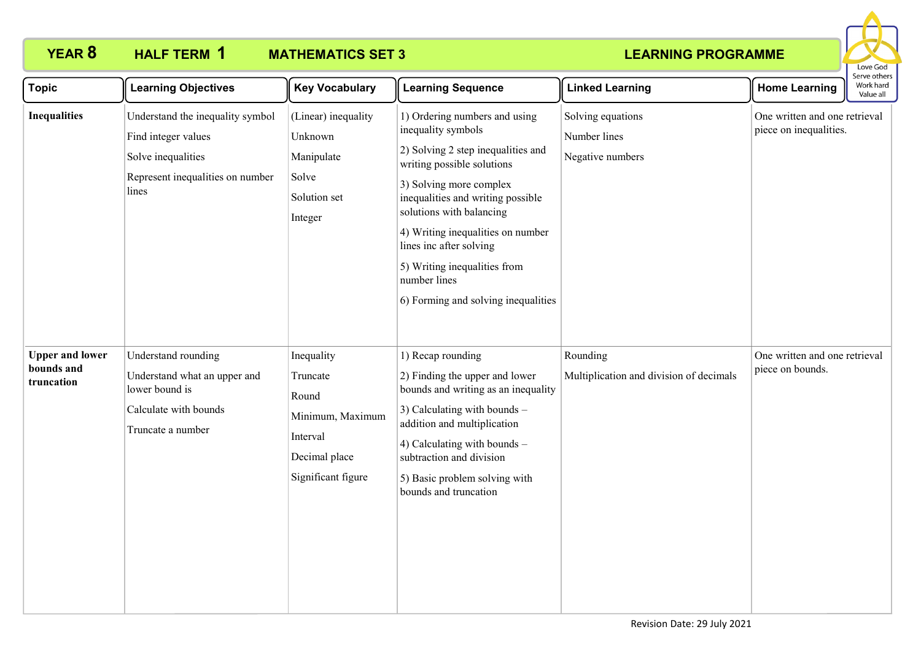# YEAR 8 HALF TERM 1 MATHEMATICS SET 3 LEARNING PROGRAMME

Love God
Serve others
Work hard
Value all

| Topic | Learning Objectives | Key Vocabulary | Learning Sequence | Linked Learning | Home Learning |
|---|---|---|---|---|---|
| **Inequalities** | Understand the inequality symbol<br>Find integer values<br>Solve inequalities<br>Represent inequalities on number lines | (Linear) inequality<br>Unknown<br>Manipulate<br>Solve<br>Solution set<br>Integer | 1) Ordering numbers and using inequality symbols<br>2) Solving 2 step inequalities and writing possible solutions<br>3) Solving more complex inequalities and writing possible solutions with balancing<br>4) Writing inequalities on number lines inc after solving<br>5) Writing inequalities from number lines<br>6) Forming and solving inequalities | Solving equations<br>Number lines<br>Negative numbers | One written and one retrieval piece on inequalities. |
| **Upper and lower bounds and truncation** | Understand rounding<br>Understand what an upper and lower bound is<br>Calculate with bounds<br>Truncate a number | Inequality<br>Truncate<br>Round<br>Minimum, Maximum<br>Interval<br>Decimal place<br>Significant figure | 1) Recap rounding<br>2) Finding the upper and lower bounds and writing as an inequality<br>3) Calculating with bounds – addition and multiplication<br>4) Calculating with bounds – subtraction and division<br>5) Basic problem solving with bounds and truncation | Rounding<br>Multiplication and division of decimals | One written and one retrieval piece on bounds. |

Revision Date: 29 July 2021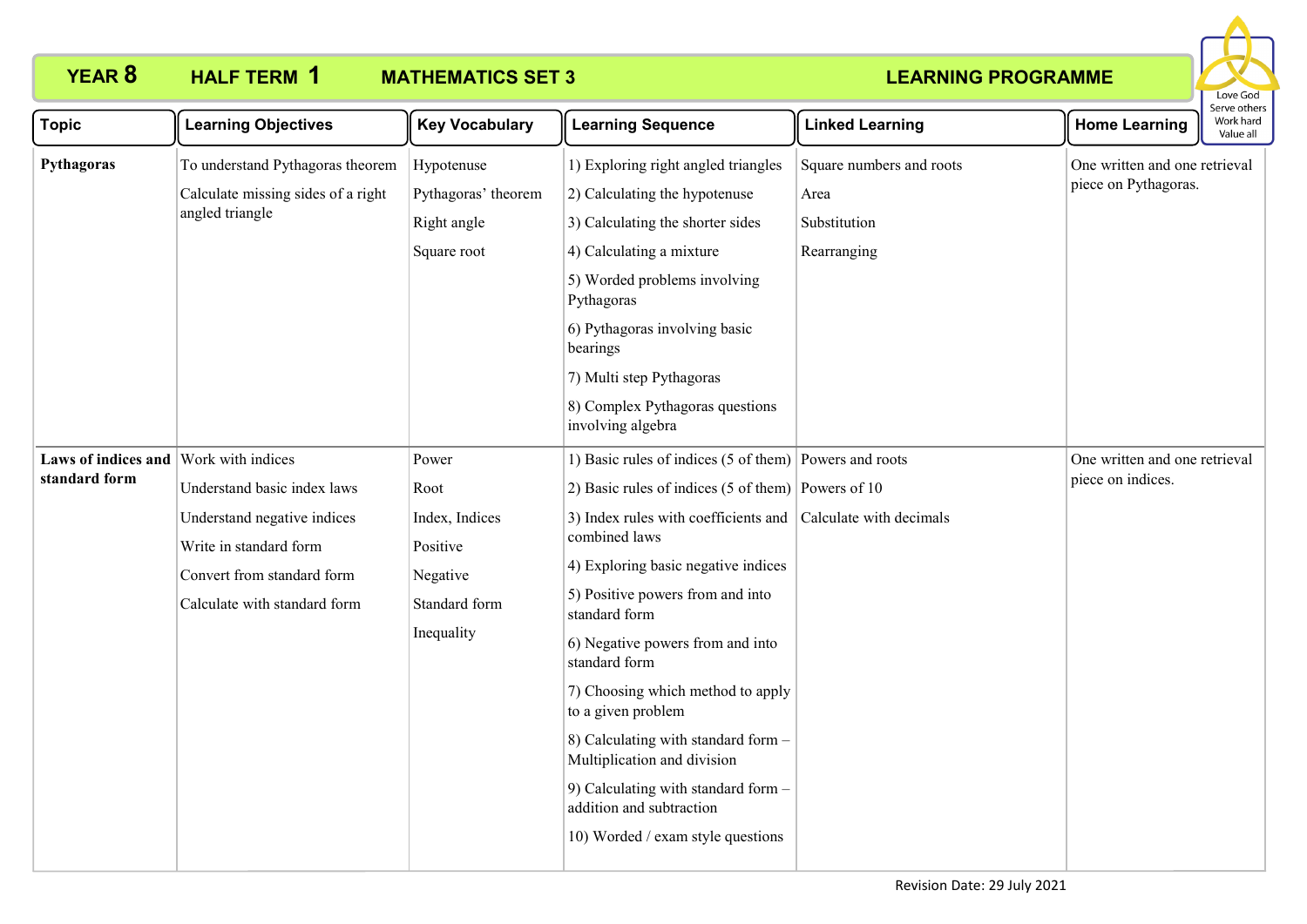# YEAR 8 HALF TERM 1 MATHEMATICS SET 3 LEARNING PROGRAMME

Love God
Serve others
Work hard
Value all

| Topic | Learning Objectives | Key Vocabulary | Learning Sequence | Linked Learning | Home Learning |
|---|---|---|---|---|---|
| **Pythagoras** | To understand Pythagoras theorem<br>Calculate missing sides of a right angled triangle | Hypotenuse<br>Pythagoras' theorem<br>Right angle<br>Square root | 1) Exploring right angled triangles<br>2) Calculating the hypotenuse<br>3) Calculating the shorter sides<br>4) Calculating a mixture<br>5) Worded problems involving Pythagoras<br>6) Pythagoras involving basic bearings<br>7) Multi step Pythagoras<br>8) Complex Pythagoras questions involving algebra | Square numbers and roots<br>Area<br>Substitution<br>Rearranging | One written and one retrieval piece on Pythagoras. |
| **Laws of indices and standard form** | Work with indices<br>Understand basic index laws<br>Understand negative indices<br>Write in standard form<br>Convert from standard form<br>Calculate with standard form | Power<br>Root<br>Index, Indices<br>Positive<br>Negative<br>Standard form<br>Inequality | 1) Basic rules of indices (5 of them)<br>2) Basic rules of indices (5 of them)<br>3) Index rules with coefficients and combined laws<br>4) Exploring basic negative indices<br>5) Positive powers from and into standard form<br>6) Negative powers from and into standard form<br>7) Choosing which method to apply to a given problem<br>8) Calculating with standard form – Multiplication and division<br>9) Calculating with standard form – addition and subtraction<br>10) Worded / exam style questions | Powers and roots<br>Powers of 10<br>Calculate with decimals | One written and one retrieval piece on indices. |

Revision Date: 29 July 2021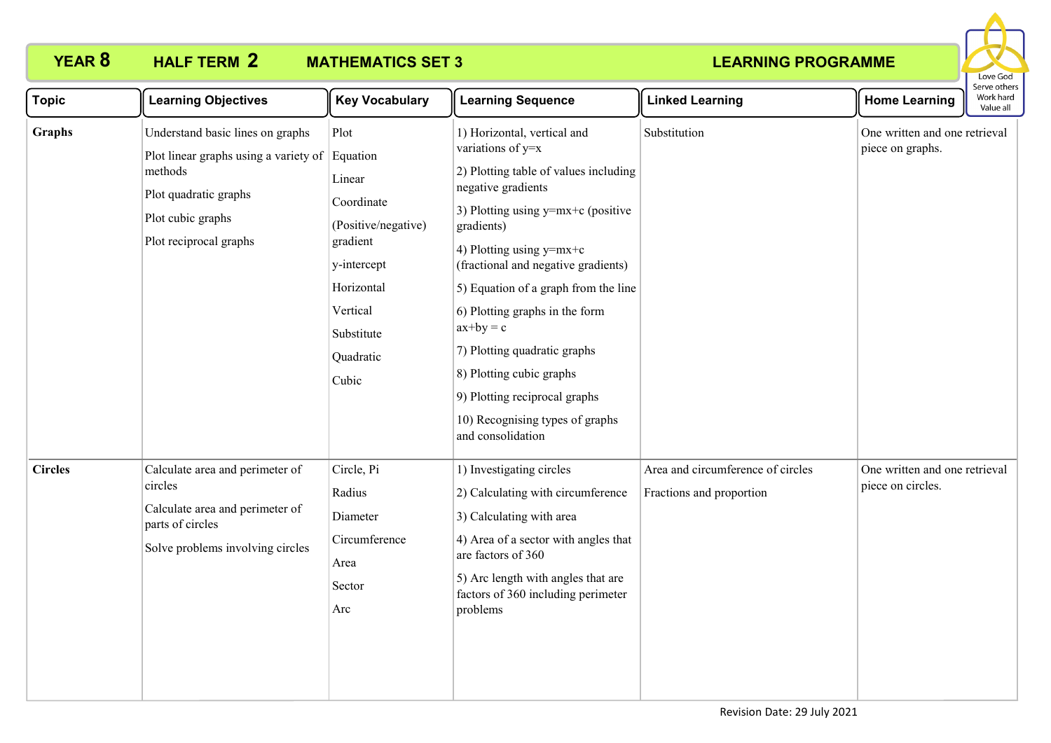# YEAR 8 HALF TERM 2 MATHEMATICS SET 3 LEARNING PROGRAMME

Love God
Serve others
Work hard
Value all

| Topic | Learning Objectives | Key Vocabulary | Learning Sequence | Linked Learning | Home Learning |
|---|---|---|---|---|---|
| **Graphs** | Understand basic lines on graphs<br>Plot linear graphs using a variety of methods<br>Plot quadratic graphs<br>Plot cubic graphs<br>Plot reciprocal graphs | Plot<br>Equation<br>Linear<br>Coordinate<br>(Positive/negative) gradient<br>y-intercept<br>Horizontal<br>Vertical<br>Substitute<br>Quadratic<br>Cubic | 1) Horizontal, vertical and variations of $y=x$<br>2) Plotting table of values including negative gradients<br>3) Plotting using $y=mx+c$ (positive gradients)<br>4) Plotting using $y=mx+c$ (fractional and negative gradients)<br>5) Equation of a graph from the line<br>6) Plotting graphs in the form $ax+by = c$<br>7) Plotting quadratic graphs<br>8) Plotting cubic graphs<br>9) Plotting reciprocal graphs<br>10) Recognising types of graphs and consolidation | Substitution | One written and one retrieval piece on graphs. |
| **Circles** | Calculate area and perimeter of circles<br>Calculate area and perimeter of parts of circles<br>Solve problems involving circles | Circle, Pi<br>Radius<br>Diameter<br>Circumference<br>Area<br>Sector<br>Arc | 1) Investigating circles<br>2) Calculating with circumference<br>3) Calculating with area<br>4) Area of a sector with angles that are factors of 360<br>5) Arc length with angles that are factors of 360 including perimeter problems | Area and circumference of circles<br>Fractions and proportion | One written and one retrieval piece on circles. |

Revision Date: 29 July 2021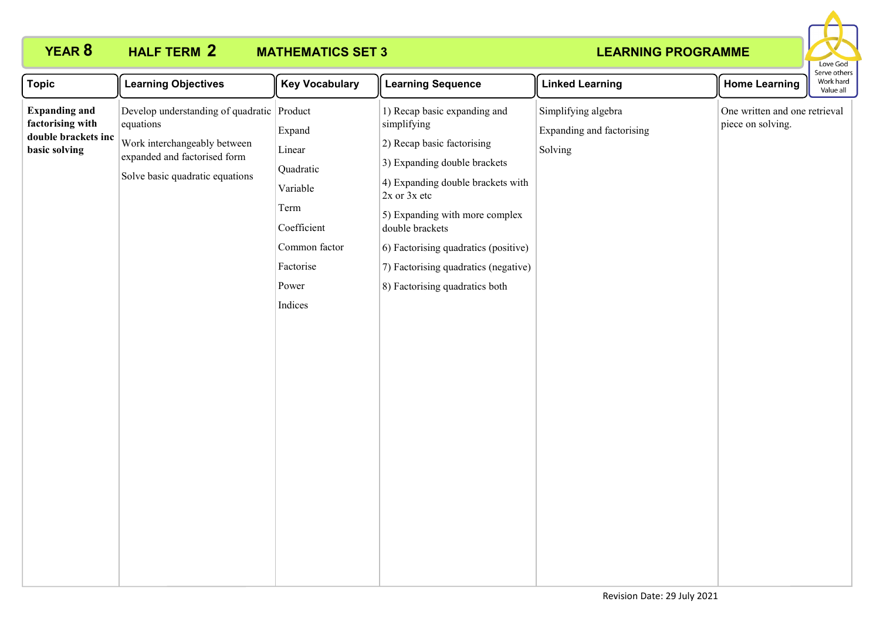# YEAR 8 HALF TERM 2 MATHEMATICS SET 3 LEARNING PROGRAMME

Love God
Serve others
Work hard
Value all

| Topic | Learning Objectives | Key Vocabulary | Learning Sequence | Linked Learning | Home Learning |
|---|---|---|---|---|---|
| **Expanding and factorising with double brackets inc basic solving** | Develop understanding of quadratic equations<br><br>Work interchangeably between expanded and factorised form<br><br>Solve basic quadratic equations | Product<br><br>Expand<br><br>Linear<br><br>Quadratic<br><br>Variable<br><br>Term<br><br>Coefficient<br><br>Common factor<br><br>Factorise<br><br>Power<br><br>Indices | 1) Recap basic expanding and simplifying<br><br>2) Recap basic factorising<br><br>3) Expanding double brackets<br><br>4) Expanding double brackets with 2x or 3x etc<br><br>5) Expanding with more complex double brackets<br><br>6) Factorising quadratics (positive)<br><br>7) Factorising quadratics (negative)<br><br>8) Factorising quadratics both | Simplifying algebra<br><br>Expanding and factorising<br><br>Solving | One written and one retrieval piece on solving. |

Revision Date: 29 July 2021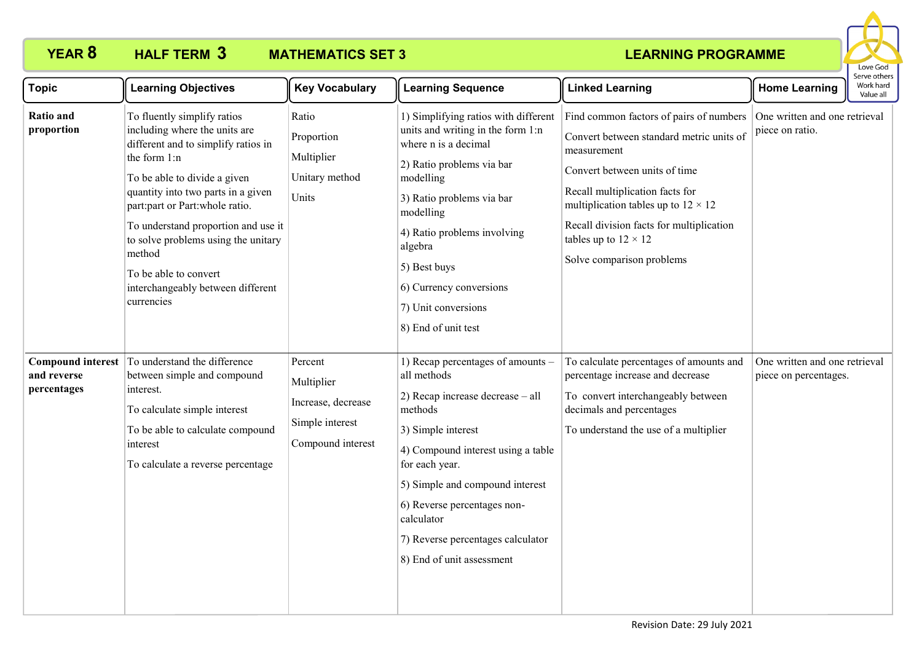**YEAR 8 HALF TERM 3 MATHEMATICS SET 3 LEARNING PROGRAMME**

Love God
Serve others
Work hard
Value all

| Topic | Learning Objectives | Key Vocabulary | Learning Sequence | Linked Learning | Home Learning |
|---|---|---|---|---|---|
| **Ratio and proportion** | To fluently simplify ratios including where the units are different and to simplify ratios in the form 1:n<br><br>To be able to divide a given quantity into two parts in a given part:part or Part:whole ratio.<br><br>To understand proportion and use it to solve problems using the unitary method<br><br>To be able to convert interchangeably between different currencies | Ratio<br><br>Proportion<br><br>Multiplier<br><br>Unitary method<br><br>Units | 1) Simplifying ratios with different units and writing in the form 1:n where n is a decimal<br><br>2) Ratio problems via bar modelling<br><br>3) Ratio problems via bar modelling<br><br>4) Ratio problems involving algebra<br><br>5) Best buys<br><br>6) Currency conversions<br><br>7) Unit conversions<br><br>8) End of unit test | Find common factors of pairs of numbers<br><br>Convert between standard metric units of measurement<br><br>Convert between units of time<br><br>Recall multiplication facts for multiplication tables up to $12 \times 12$<br><br>Recall division facts for multiplication tables up to $12 \times 12$<br><br>Solve comparison problems | One written and one retrieval piece on ratio. |
| **Compound interest and reverse percentages** | To understand the difference between simple and compound interest.<br><br>To calculate simple interest<br><br>To be able to calculate compound interest<br><br>To calculate a reverse percentage | Percent<br><br>Multiplier<br><br>Increase, decrease<br><br>Simple interest<br><br>Compound interest | 1) Recap percentages of amounts – all methods<br><br>2) Recap increase decrease – all methods<br><br>3) Simple interest<br><br>4) Compound interest using a table for each year.<br><br>5) Simple and compound interest<br><br>6) Reverse percentages non-calculator<br><br>7) Reverse percentages calculator<br><br>8) End of unit assessment | To calculate percentages of amounts and percentage increase and decrease<br><br>To convert interchangeably between decimals and percentages<br><br>To understand the use of a multiplier | One written and one retrieval piece on percentages. |

Revision Date: 29 July 2021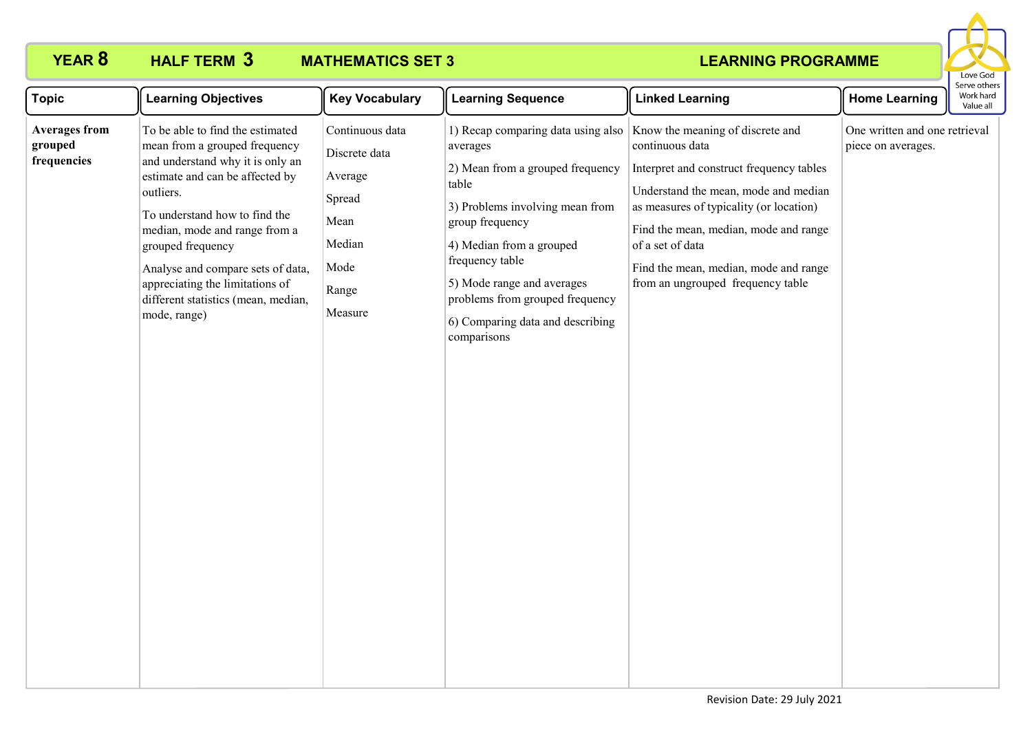**YEAR 8 HALF TERM 3 MATHEMATICS SET 3 LEARNING PROGRAMME**

Love God
Serve others
Work hard
Value all

| Topic | Learning Objectives | Key Vocabulary | Learning Sequence | Linked Learning | Home Learning |
|---|---|---|---|---|---|
| **Averages from grouped frequencies** | To be able to find the estimated mean from a grouped frequency and understand why it is only an estimate and can be affected by outliers.<br><br>To understand how to find the median, mode and range from a grouped frequency<br><br>Analyse and compare sets of data, appreciating the limitations of different statistics (mean, median, mode, range) | Continuous data<br><br>Discrete data<br><br>Average<br><br>Spread<br><br>Mean<br><br>Median<br><br>Mode<br><br>Range<br><br>Measure | 1) Recap comparing data using also averages<br><br>2) Mean from a grouped frequency table<br><br>3) Problems involving mean from group frequency<br><br>4) Median from a grouped frequency table<br><br>5) Mode range and averages problems from grouped frequency<br><br>6) Comparing data and describing comparisons | Know the meaning of discrete and continuous data<br><br>Interpret and construct frequency tables<br><br>Understand the mean, mode and median as measures of typicality (or location)<br><br>Find the mean, median, mode and range of a set of data<br><br>Find the mean, median, mode and range from an ungrouped frequency table | One written and one retrieval piece on averages. |

Revision Date: 29 July 2021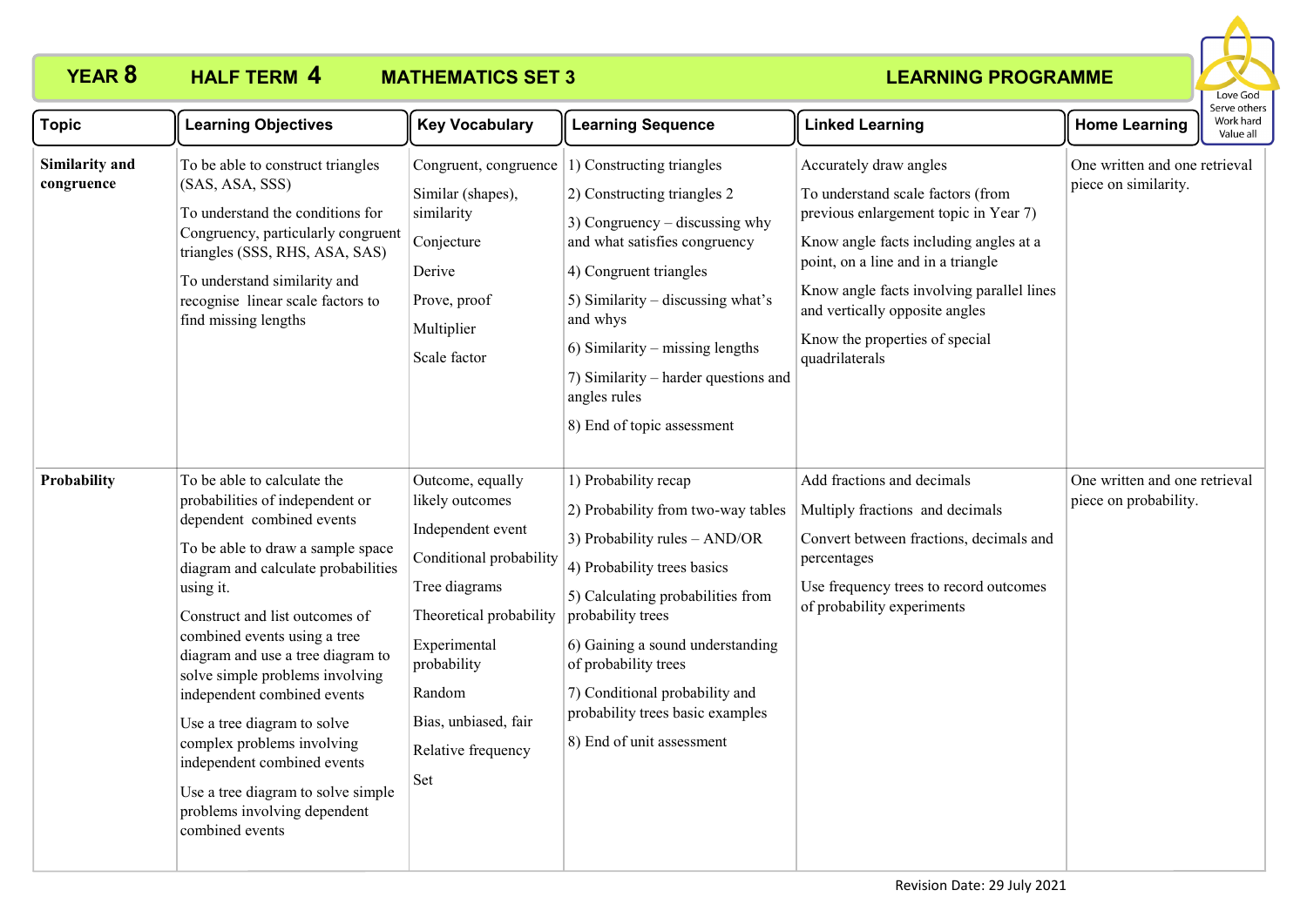**YEAR 8** **HALF TERM 4** **MATHEMATICS SET 3** **LEARNING PROGRAMME**

Love God
Serve others
Work hard
Value all

| Topic | Learning Objectives | Key Vocabulary | Learning Sequence | Linked Learning | Home Learning |
|---|---|---|---|---|---|
| **Similarity and congruence** | To be able to construct triangles (SAS, ASA, SSS)<br><br>To understand the conditions for Congruency, particularly congruent triangles (SSS, RHS, ASA, SAS)<br><br>To understand similarity and recognise linear scale factors to find missing lengths | Congruent, congruence<br><br>Similar (shapes), similarity<br><br>Conjecture<br><br>Derive<br><br>Prove, proof<br><br>Multiplier<br><br>Scale factor | 1) Constructing triangles<br><br>2) Constructing triangles 2<br><br>3) Congruency – discussing why and what satisfies congruency<br><br>4) Congruent triangles<br><br>5) Similarity – discussing what's and whys<br><br>6) Similarity – missing lengths<br><br>7) Similarity – harder questions and angles rules<br><br>8) End of topic assessment | Accurately draw angles<br><br>To understand scale factors (from previous enlargement topic in Year 7)<br><br>Know angle facts including angles at a point, on a line and in a triangle<br><br>Know angle facts involving parallel lines and vertically opposite angles<br><br>Know the properties of special quadrilaterals | One written and one retrieval piece on similarity. |
| **Probability** | To be able to calculate the probabilities of independent or dependent combined events<br><br>To be able to draw a sample space diagram and calculate probabilities using it.<br><br>Construct and list outcomes of combined events using a tree diagram and use a tree diagram to solve simple problems involving independent combined events<br><br>Use a tree diagram to solve complex problems involving independent combined events<br><br>Use a tree diagram to solve simple problems involving dependent combined events | Outcome, equally likely outcomes<br><br>Independent event<br><br>Conditional probability<br><br>Tree diagrams<br><br>Theoretical probability<br><br>Experimental probability<br><br>Random<br><br>Bias, unbiased, fair<br><br>Relative frequency<br><br>Set | 1) Probability recap<br><br>2) Probability from two-way tables<br><br>3) Probability rules – AND/OR<br><br>4) Probability trees basics<br><br>5) Calculating probabilities from probability trees<br><br>6) Gaining a sound understanding of probability trees<br><br>7) Conditional probability and probability trees basic examples<br><br>8) End of unit assessment | Add fractions and decimals<br><br>Multiply fractions and decimals<br><br>Convert between fractions, decimals and percentages<br><br>Use frequency trees to record outcomes of probability experiments | One written and one retrieval piece on probability. |

Revision Date: 29 July 2021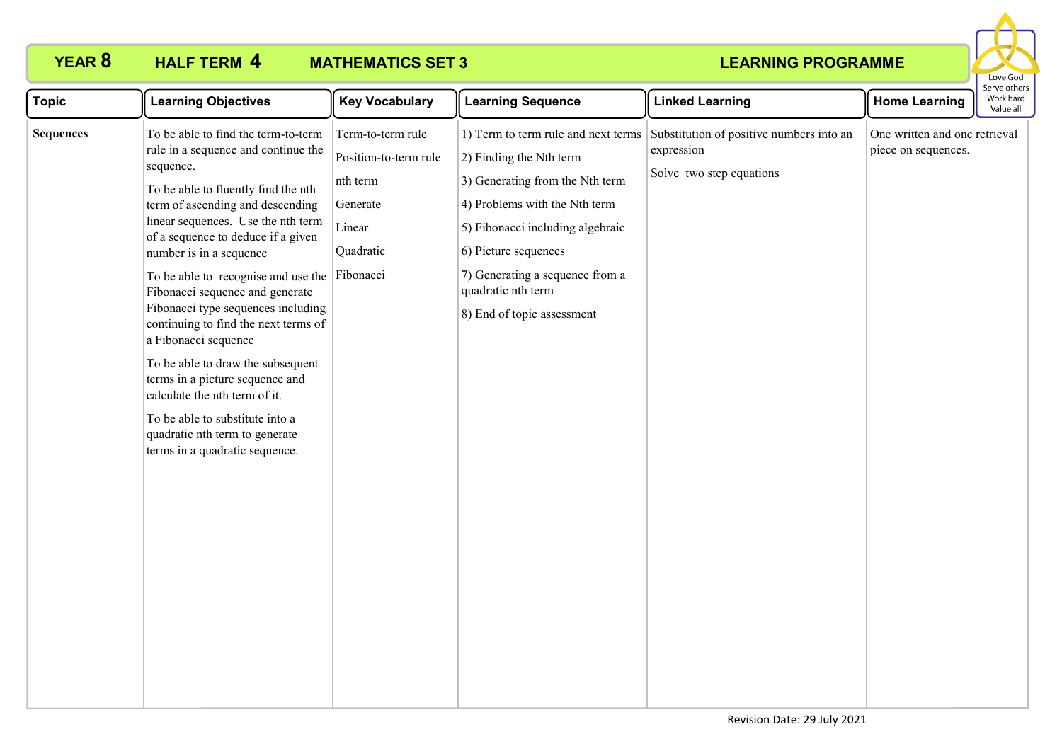**YEAR 8** **HALF TERM 4** **MATHEMATICS SET 3** **LEARNING PROGRAMME**

Love God
Serve others
Work hard
Value all

| Topic | Learning Objectives | Key Vocabulary | Learning Sequence | Linked Learning | Home Learning |
|---|---|---|---|---|---|
| **Sequences** | To be able to find the term-to-term rule in a sequence and continue the sequence.<br><br>To be able to fluently find the nth term of ascending and descending linear sequences. Use the nth term of a sequence to deduce if a given number is in a sequence<br><br>To be able to recognise and use the Fibonacci sequence and generate Fibonacci type sequences including continuing to find the next terms of a Fibonacci sequence<br><br>To be able to draw the subsequent terms in a picture sequence and calculate the nth term of it.<br><br>To be able to substitute into a quadratic nth term to generate terms in a quadratic sequence. | Term-to-term rule<br><br>Position-to-term rule<br><br>nth term<br><br>Generate<br><br>Linear<br><br>Quadratic<br><br>Fibonacci | 1) Term to term rule and next terms<br><br>2) Finding the Nth term<br><br>3) Generating from the Nth term<br><br>4) Problems with the Nth term<br><br>5) Fibonacci including algebraic<br><br>6) Picture sequences<br><br>7) Generating a sequence from a quadratic nth term<br><br>8) End of topic assessment | Substitution of positive numbers into an expression<br><br>Solve two step equations | One written and one retrieval piece on sequences. |

Revision Date: 29 July 2021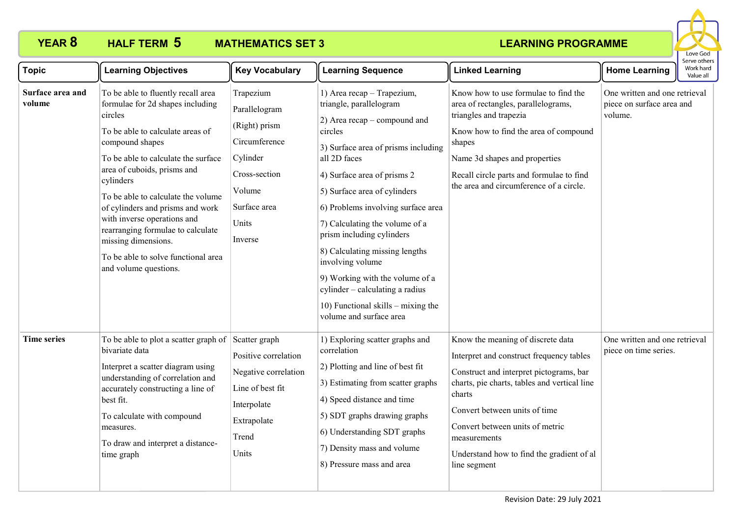# YEAR 8 HALF TERM 5 MATHEMATICS SET 3 LEARNING PROGRAMME

Love God
Serve others
Work hard
Value all

| Topic | Learning Objectives | Key Vocabulary | Learning Sequence | Linked Learning | Home Learning |
|---|---|---|---|---|---|
| **Surface area and volume** | To be able to fluently recall area formulae for 2d shapes including circles<br><br>To be able to calculate areas of compound shapes<br><br>To be able to calculate the surface area of cuboids, prisms and cylinders<br><br>To be able to calculate the volume of cylinders and prisms and work with inverse operations and rearranging formulae to calculate missing dimensions.<br><br>To be able to solve functional area and volume questions. | Trapezium<br><br>Parallelogram<br><br>(Right) prism<br><br>Circumference<br><br>Cylinder<br><br>Cross-section<br><br>Volume<br><br>Surface area<br><br>Units<br><br>Inverse | 1) Area recap – Trapezium, triangle, parallelogram<br><br>2) Area recap – compound and circles<br><br>3) Surface area of prisms including all 2D faces<br><br>4) Surface area of prisms 2<br><br>5) Surface area of cylinders<br><br>6) Problems involving surface area<br><br>7) Calculating the volume of a prism including cylinders<br><br>8) Calculating missing lengths involving volume<br><br>9) Working with the volume of a cylinder – calculating a radius<br><br>10) Functional skills – mixing the volume and surface area | Know how to use formulae to find the area of rectangles, parallelograms, triangles and trapezia<br><br>Know how to find the area of compound shapes<br><br>Name 3d shapes and properties<br><br>Recall circle parts and formulae to find the area and circumference of a circle. | One written and one retrieval piece on surface area and volume. |
| **Time series** | To be able to plot a scatter graph of bivariate data<br><br>Interpret a scatter diagram using understanding of correlation and accurately constructing a line of best fit.<br><br>To calculate with compound measures.<br><br>To draw and interpret a distance-time graph | Scatter graph<br><br>Positive correlation<br><br>Negative correlation<br><br>Line of best fit<br><br>Interpolate<br><br>Extrapolate<br><br>Trend<br><br>Units | 1) Exploring scatter graphs and correlation<br><br>2) Plotting and line of best fit<br><br>3) Estimating from scatter graphs<br><br>4) Speed distance and time<br><br>5) SDT graphs drawing graphs<br><br>6) Understanding SDT graphs<br><br>7) Density mass and volume<br><br>8) Pressure mass and area | Know the meaning of discrete data<br><br>Interpret and construct frequency tables<br><br>Construct and interpret pictograms, bar charts, pie charts, tables and vertical line charts<br><br>Convert between units of time<br><br>Convert between units of metric measurements<br><br>Understand how to find the gradient of al line segment | One written and one retrieval piece on time series. |

Revision Date: 29 July 2021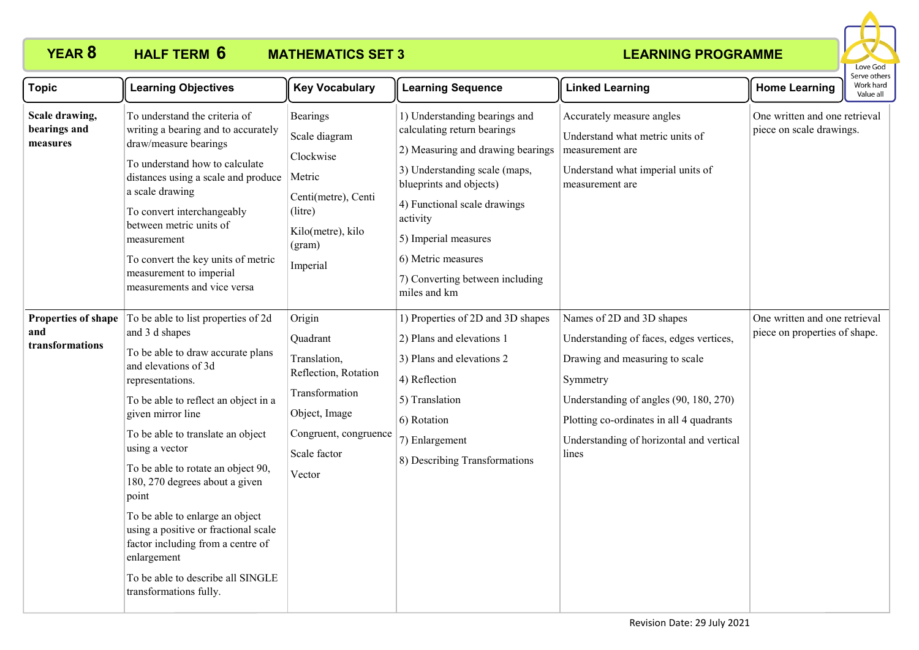**YEAR 8 HALF TERM 6 MATHEMATICS SET 3 LEARNING PROGRAMME**

Love God
Serve others
Work hard
Value all

| Topic | Learning Objectives | Key Vocabulary | Learning Sequence | Linked Learning | Home Learning |
|---|---|---|---|---|---|
| **Scale drawing, bearings and measures** | To understand the criteria of writing a bearing and to accurately draw/measure bearings<br><br>To understand how to calculate distances using a scale and produce a scale drawing<br><br>To convert interchangeably between metric units of measurement<br><br>To convert the key units of metric measurement to imperial measurements and vice versa | Bearings<br><br>Scale diagram<br><br>Clockwise<br><br>Metric<br><br>Centi(metre), Centi (litre)<br><br>Kilo(metre), kilo (gram)<br><br>Imperial | 1) Understanding bearings and calculating return bearings<br><br>2) Measuring and drawing bearings<br><br>3) Understanding scale (maps, blueprints and objects)<br><br>4) Functional scale drawings activity<br><br>5) Imperial measures<br><br>6) Metric measures<br><br>7) Converting between including miles and km | Accurately measure angles<br><br>Understand what metric units of measurement are<br><br>Understand what imperial units of measurement are | One written and one retrieval piece on scale drawings. |
| **Properties of shape and transformations** | To be able to list properties of 2d and 3 d shapes<br><br>To be able to draw accurate plans and elevations of 3d representations.<br><br>To be able to reflect an object in a given mirror line<br><br>To be able to translate an object using a vector<br><br>To be able to rotate an object 90, 180, 270 degrees about a given point<br><br>To be able to enlarge an object using a positive or fractional scale factor including from a centre of enlargement<br><br>To be able to describe all SINGLE transformations fully. | Origin<br><br>Quadrant<br><br>Translation, Reflection, Rotation<br><br>Transformation<br><br>Object, Image<br><br>Congruent, congruence<br><br>Scale factor<br><br>Vector | 1) Properties of 2D and 3D shapes<br><br>2) Plans and elevations 1<br><br>3) Plans and elevations 2<br><br>4) Reflection<br><br>5) Translation<br><br>6) Rotation<br><br>7) Enlargement<br><br>8) Describing Transformations | Names of 2D and 3D shapes<br><br>Understanding of faces, edges vertices,<br><br>Drawing and measuring to scale<br><br>Symmetry<br><br>Understanding of angles (90, 180, 270)<br><br>Plotting co-ordinates in all 4 quadrants<br><br>Understanding of horizontal and vertical lines | One written and one retrieval piece on properties of shape. |

Revision Date: 29 July 2021